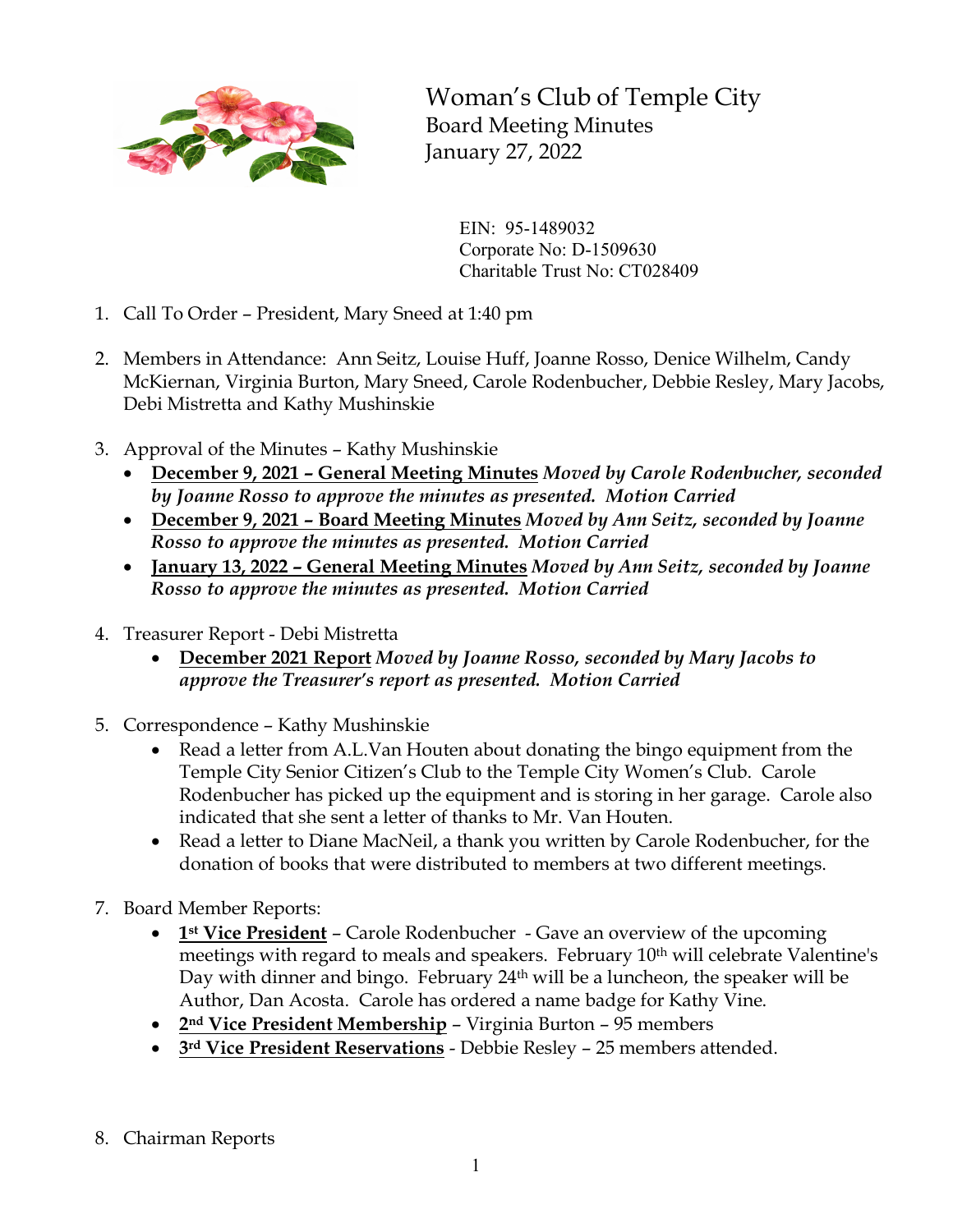# Woman's Club of Temple City

## Board Meeting Minutes

## January 27, 2022

EIN: 95-1489032
Corporate No: D-1509630
Charitable Trust No: CT028409

1. Call To Order – President, Mary Sneed at 1:40 pm

2. Members in Attendance: Ann Seitz, Louise Huff, Joanne Rosso, Denice Wilhelm, Candy McKiernan, Virginia Burton, Mary Sneed, Carole Rodenbucher, Debbie Resley, Mary Jacobs, Debi Mistretta and Kathy Mushinskie

3. Approval of the Minutes – Kathy Mushinskie
   - **December 9, 2021 – General Meeting Minutes** ***Moved by Carole Rodenbucher, seconded by Joanne Rosso to approve the minutes as presented. Motion Carried***
   - **December 9, 2021 – Board Meeting Minutes** ***Moved by Ann Seitz, seconded by Joanne Rosso to approve the minutes as presented. Motion Carried***
   - **January 13, 2022 – General Meeting Minutes** ***Moved by Ann Seitz, seconded by Joanne Rosso to approve the minutes as presented. Motion Carried***

4. Treasurer Report - Debi Mistretta
   - **December 2021 Report** ***Moved by Joanne Rosso, seconded by Mary Jacobs to approve the Treasurer's report as presented. Motion Carried***

5. Correspondence – Kathy Mushinskie
   - Read a letter from A.L.Van Houten about donating the bingo equipment from the Temple City Senior Citizen's Club to the Temple City Women's Club. Carole Rodenbucher has picked up the equipment and is storing in her garage. Carole also indicated that she sent a letter of thanks to Mr. Van Houten.
   - Read a letter to Diane MacNeil, a thank you written by Carole Rodenbucher, for the donation of books that were distributed to members at two different meetings.

7. Board Member Reports:
   - **1st Vice President** – Carole Rodenbucher - Gave an overview of the upcoming meetings with regard to meals and speakers. February 10th will celebrate Valentine's Day with dinner and bingo. February 24th will be a luncheon, the speaker will be Author, Dan Acosta. Carole has ordered a name badge for Kathy Vine.
   - **2nd Vice President Membership** – Virginia Burton – 95 members
   - **3rd Vice President Reservations** - Debbie Resley – 25 members attended.

8. Chairman Reports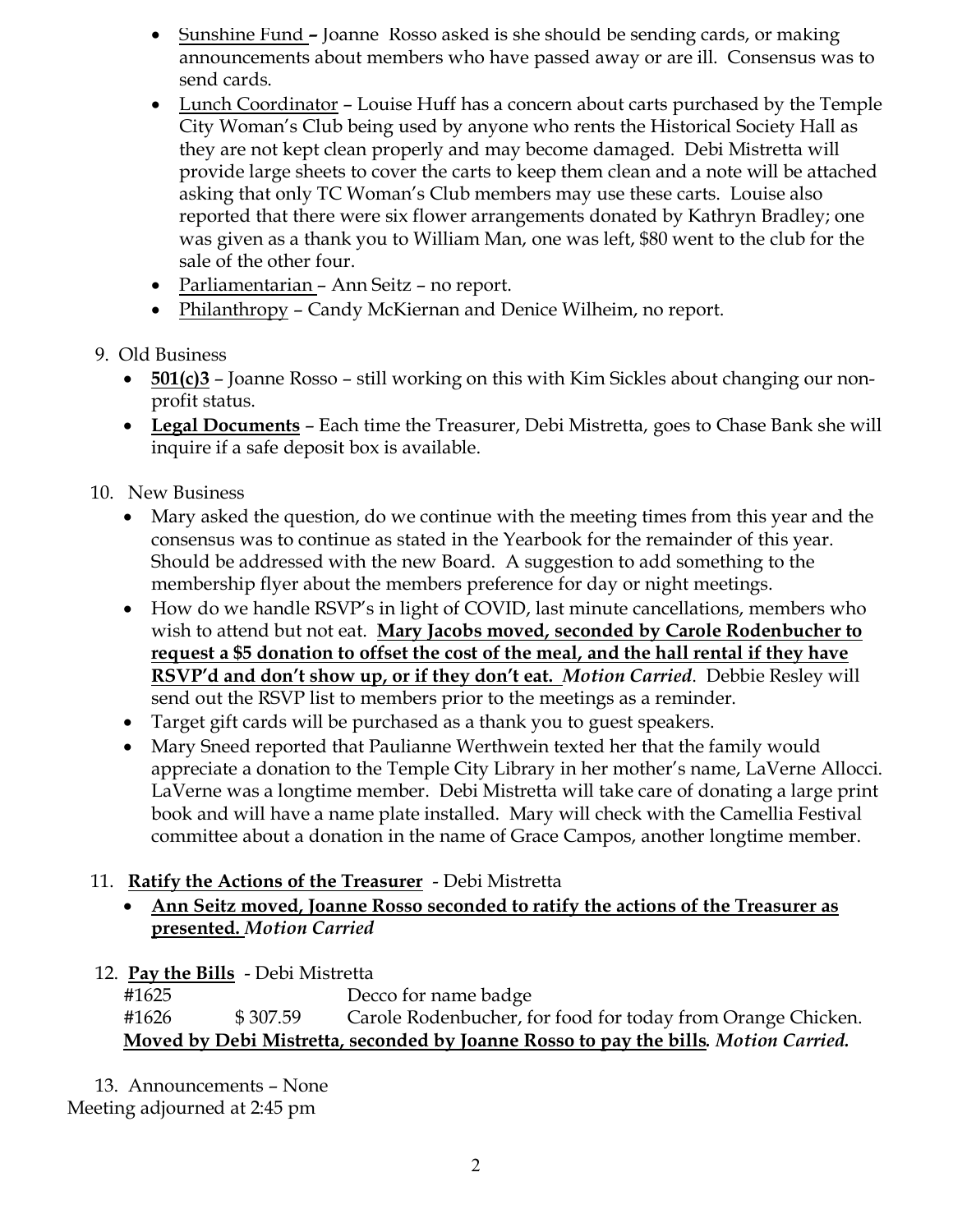- Sunshine Fund – Joanne Rosso asked is she should be sending cards, or making announcements about members who have passed away or are ill. Consensus was to send cards.
- Lunch Coordinator – Louise Huff has a concern about carts purchased by the Temple City Woman's Club being used by anyone who rents the Historical Society Hall as they are not kept clean properly and may become damaged. Debi Mistretta will provide large sheets to cover the carts to keep them clean and a note will be attached asking that only TC Woman's Club members may use these carts. Louise also reported that there were six flower arrangements donated by Kathryn Bradley; one was given as a thank you to William Man, one was left, $80 went to the club for the sale of the other four.
- Parliamentarian – Ann Seitz – no report.
- Philanthropy – Candy McKiernan and Denice Wilheim, no report.

9. Old Business
   - **501(c)3** – Joanne Rosso – still working on this with Kim Sickles about changing our non-profit status.
   - **Legal Documents** – Each time the Treasurer, Debi Mistretta, goes to Chase Bank she will inquire if a safe deposit box is available.

10. New Business
    - Mary asked the question, do we continue with the meeting times from this year and the consensus was to continue as stated in the Yearbook for the remainder of this year. Should be addressed with the new Board. A suggestion to add something to the membership flyer about the members preference for day or night meetings.
    - How do we handle RSVP's in light of COVID, last minute cancellations, members who wish to attend but not eat. **Mary Jacobs moved, seconded by Carole Rodenbucher to request a $5 donation to offset the cost of the meal, and the hall rental if they have RSVP'd and don't show up, or if they don't eat.** ***Motion Carried***. Debbie Resley will send out the RSVP list to members prior to the meetings as a reminder.
    - Target gift cards will be purchased as a thank you to guest speakers.
    - Mary Sneed reported that Paulianne Werthwein texted her that the family would appreciate a donation to the Temple City Library in her mother's name, LaVerne Allocci. LaVerne was a longtime member. Debi Mistretta will take care of donating a large print book and will have a name plate installed. Mary will check with the Camellia Festival committee about a donation in the name of Grace Campos, another longtime member.

11. **Ratify the Actions of the Treasurer** - Debi Mistretta
    - **Ann Seitz moved, Joanne Rosso seconded to ratify the actions of the Treasurer as presented.** ***Motion Carried***

12. **Pay the Bills** - Debi Mistretta

    #1625 Decco for name badge

    #1626 $ 307.59 Carole Rodenbucher, for food for today from Orange Chicken.

    **Moved by Debi Mistretta, seconded by Joanne Rosso to pay the bills*. Motion Carried.***

13. Announcements – None

Meeting adjourned at 2:45 pm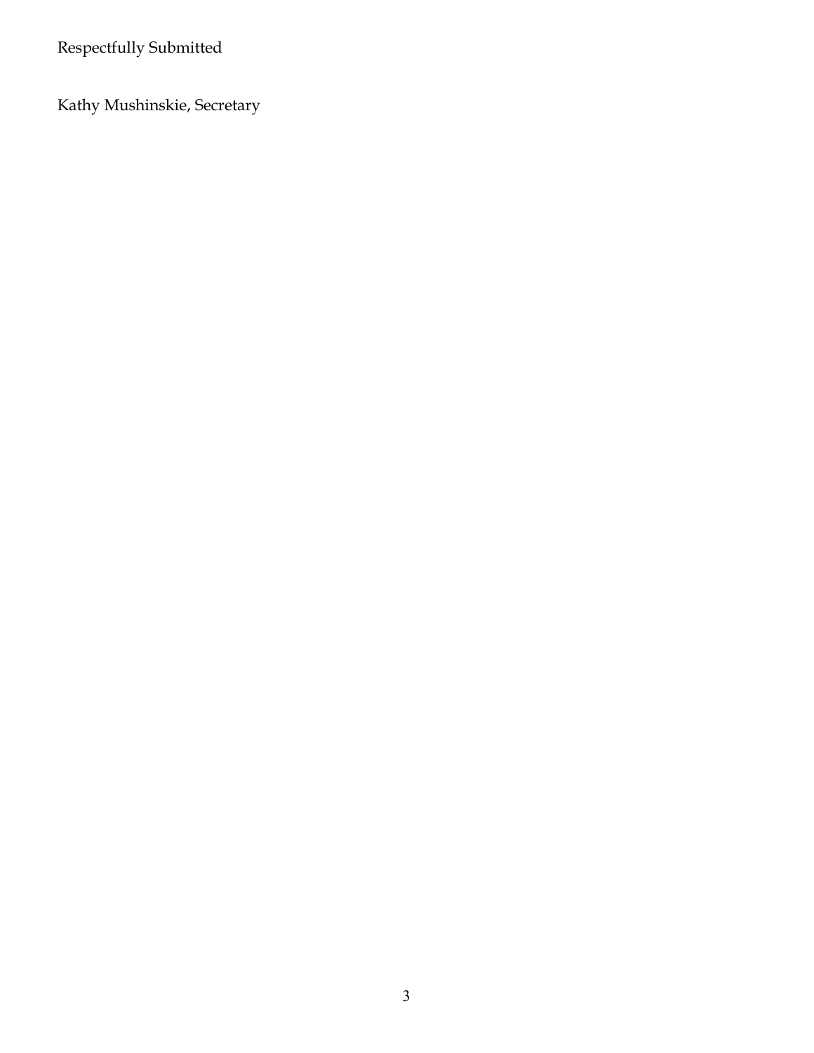Respectfully Submitted

Kathy Mushinskie, Secretary